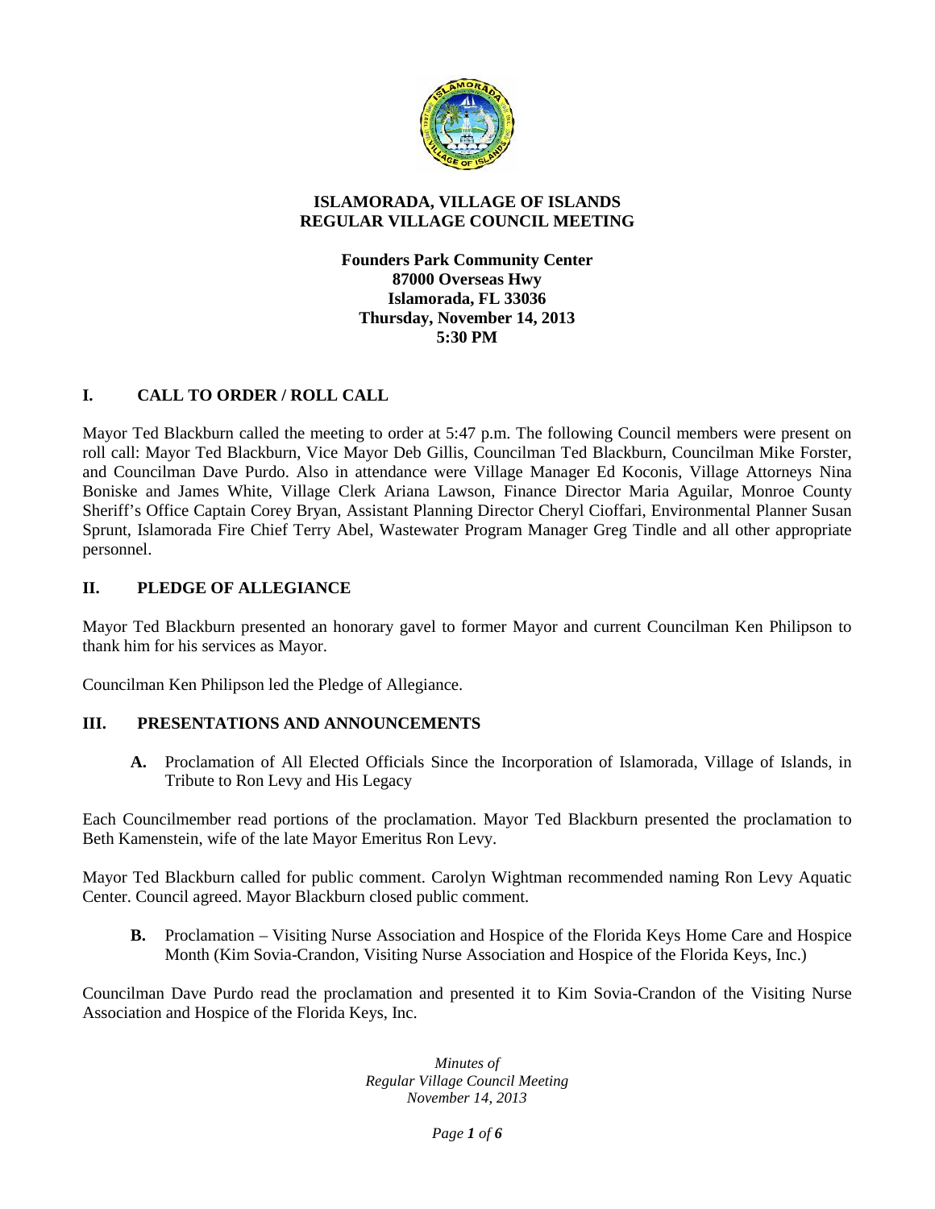# ISLAMORADA, VILLAGE OF ISLANDS
## REGULAR VILLAGE COUNCIL MEETING

**Founders Park Community Center**
**87000 Overseas Hwy**
**Islamorada, FL 33036**
**Thursday, November 14, 2013**
**5:30 PM**

## I. CALL TO ORDER / ROLL CALL

Mayor Ted Blackburn called the meeting to order at 5:47 p.m. The following Council members were present on roll call: Mayor Ted Blackburn, Vice Mayor Deb Gillis, Councilman Ted Blackburn, Councilman Mike Forster, and Councilman Dave Purdo. Also in attendance were Village Manager Ed Koconis, Village Attorneys Nina Boniske and James White, Village Clerk Ariana Lawson, Finance Director Maria Aguilar, Monroe County Sheriff's Office Captain Corey Bryan, Assistant Planning Director Cheryl Cioffari, Environmental Planner Susan Sprunt, Islamorada Fire Chief Terry Abel, Wastewater Program Manager Greg Tindle and all other appropriate personnel.

## II. PLEDGE OF ALLEGIANCE

Mayor Ted Blackburn presented an honorary gavel to former Mayor and current Councilman Ken Philipson to thank him for his services as Mayor.

Councilman Ken Philipson led the Pledge of Allegiance.

## III. PRESENTATIONS AND ANNOUNCEMENTS

**A.** Proclamation of All Elected Officials Since the Incorporation of Islamorada, Village of Islands, in Tribute to Ron Levy and His Legacy

Each Councilmember read portions of the proclamation. Mayor Ted Blackburn presented the proclamation to Beth Kamenstein, wife of the late Mayor Emeritus Ron Levy.

Mayor Ted Blackburn called for public comment. Carolyn Wightman recommended naming Ron Levy Aquatic Center. Council agreed. Mayor Blackburn closed public comment.

**B.** Proclamation – Visiting Nurse Association and Hospice of the Florida Keys Home Care and Hospice Month (Kim Sovia-Crandon, Visiting Nurse Association and Hospice of the Florida Keys, Inc.)

Councilman Dave Purdo read the proclamation and presented it to Kim Sovia-Crandon of the Visiting Nurse Association and Hospice of the Florida Keys, Inc.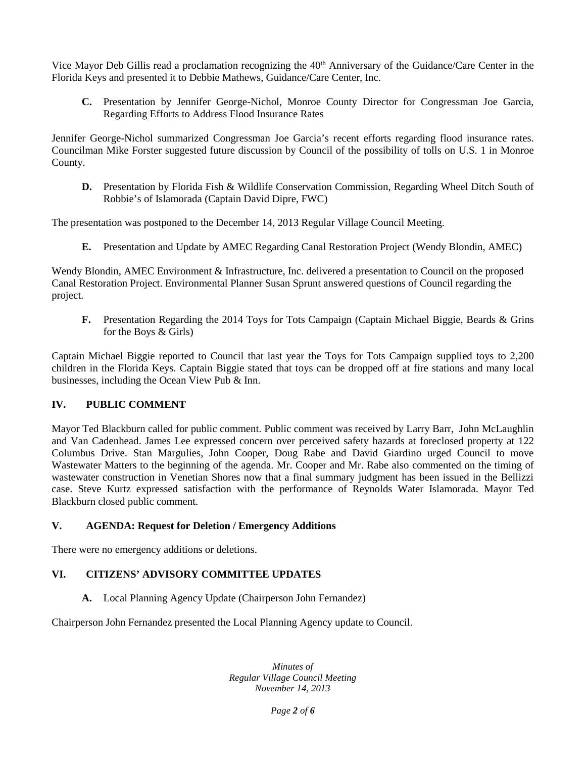Vice Mayor Deb Gillis read a proclamation recognizing the 40th Anniversary of the Guidance/Care Center in the Florida Keys and presented it to Debbie Mathews, Guidance/Care Center, Inc.

**C.** Presentation by Jennifer George-Nichol, Monroe County Director for Congressman Joe Garcia, Regarding Efforts to Address Flood Insurance Rates

Jennifer George-Nichol summarized Congressman Joe Garcia's recent efforts regarding flood insurance rates. Councilman Mike Forster suggested future discussion by Council of the possibility of tolls on U.S. 1 in Monroe County.

**D.** Presentation by Florida Fish & Wildlife Conservation Commission, Regarding Wheel Ditch South of Robbie's of Islamorada (Captain David Dipre, FWC)

The presentation was postponed to the December 14, 2013 Regular Village Council Meeting.

**E.** Presentation and Update by AMEC Regarding Canal Restoration Project (Wendy Blondin, AMEC)

Wendy Blondin, AMEC Environment & Infrastructure, Inc. delivered a presentation to Council on the proposed Canal Restoration Project. Environmental Planner Susan Sprunt answered questions of Council regarding the project.

**F.** Presentation Regarding the 2014 Toys for Tots Campaign (Captain Michael Biggie, Beards & Grins for the Boys & Girls)

Captain Michael Biggie reported to Council that last year the Toys for Tots Campaign supplied toys to 2,200 children in the Florida Keys. Captain Biggie stated that toys can be dropped off at fire stations and many local businesses, including the Ocean View Pub & Inn.

## IV. PUBLIC COMMENT

Mayor Ted Blackburn called for public comment. Public comment was received by Larry Barr, John McLaughlin and Van Cadenhead. James Lee expressed concern over perceived safety hazards at foreclosed property at 122 Columbus Drive. Stan Margulies, John Cooper, Doug Rabe and David Giardino urged Council to move Wastewater Matters to the beginning of the agenda. Mr. Cooper and Mr. Rabe also commented on the timing of wastewater construction in Venetian Shores now that a final summary judgment has been issued in the Bellizzi case. Steve Kurtz expressed satisfaction with the performance of Reynolds Water Islamorada. Mayor Ted Blackburn closed public comment.

## V. AGENDA: Request for Deletion / Emergency Additions

There were no emergency additions or deletions.

## VI. CITIZENS' ADVISORY COMMITTEE UPDATES

**A.** Local Planning Agency Update (Chairperson John Fernandez)

Chairperson John Fernandez presented the Local Planning Agency update to Council.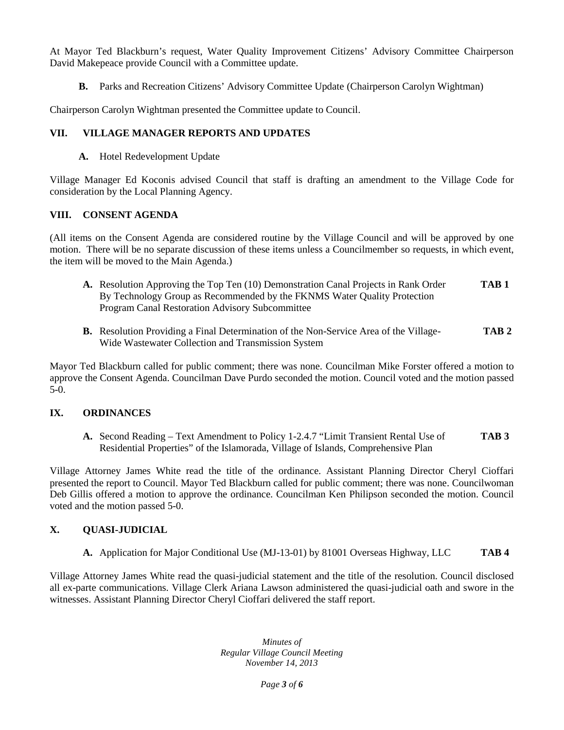At Mayor Ted Blackburn's request, Water Quality Improvement Citizens' Advisory Committee Chairperson David Makepeace provide Council with a Committee update.

**B.** Parks and Recreation Citizens' Advisory Committee Update (Chairperson Carolyn Wightman)

Chairperson Carolyn Wightman presented the Committee update to Council.

## VII. VILLAGE MANAGER REPORTS AND UPDATES

**A.** Hotel Redevelopment Update

Village Manager Ed Koconis advised Council that staff is drafting an amendment to the Village Code for consideration by the Local Planning Agency.

## VIII. CONSENT AGENDA

(All items on the Consent Agenda are considered routine by the Village Council and will be approved by one motion. There will be no separate discussion of these items unless a Councilmember so requests, in which event, the item will be moved to the Main Agenda.)

**A.** Resolution Approving the Top Ten (10) Demonstration Canal Projects in Rank Order By Technology Group as Recommended by the FKNMS Water Quality Protection Program Canal Restoration Advisory Subcommittee **TAB 1**

**B.** Resolution Providing a Final Determination of the Non-Service Area of the Village-Wide Wastewater Collection and Transmission System **TAB 2**

Mayor Ted Blackburn called for public comment; there was none. Councilman Mike Forster offered a motion to approve the Consent Agenda. Councilman Dave Purdo seconded the motion. Council voted and the motion passed 5-0.

## IX. ORDINANCES

**A.** Second Reading – Text Amendment to Policy 1-2.4.7 "Limit Transient Rental Use of Residential Properties" of the Islamorada, Village of Islands, Comprehensive Plan **TAB 3**

Village Attorney James White read the title of the ordinance. Assistant Planning Director Cheryl Cioffari presented the report to Council. Mayor Ted Blackburn called for public comment; there was none. Councilwoman Deb Gillis offered a motion to approve the ordinance. Councilman Ken Philipson seconded the motion. Council voted and the motion passed 5-0.

## X. QUASI-JUDICIAL

**A.** Application for Major Conditional Use (MJ-13-01) by 81001 Overseas Highway, LLC **TAB 4**

Village Attorney James White read the quasi-judicial statement and the title of the resolution. Council disclosed all ex-parte communications. Village Clerk Ariana Lawson administered the quasi-judicial oath and swore in the witnesses. Assistant Planning Director Cheryl Cioffari delivered the staff report.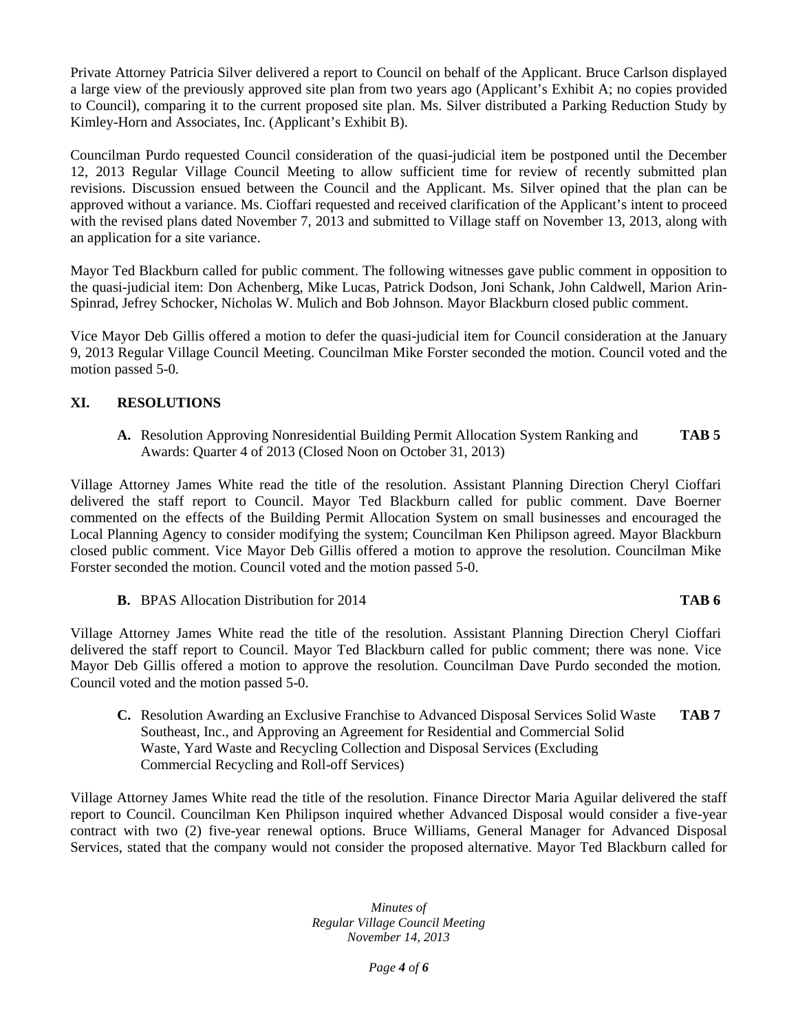Private Attorney Patricia Silver delivered a report to Council on behalf of the Applicant. Bruce Carlson displayed a large view of the previously approved site plan from two years ago (Applicant's Exhibit A; no copies provided to Council), comparing it to the current proposed site plan. Ms. Silver distributed a Parking Reduction Study by Kimley-Horn and Associates, Inc. (Applicant's Exhibit B).

Councilman Purdo requested Council consideration of the quasi-judicial item be postponed until the December 12, 2013 Regular Village Council Meeting to allow sufficient time for review of recently submitted plan revisions. Discussion ensued between the Council and the Applicant. Ms. Silver opined that the plan can be approved without a variance. Ms. Cioffari requested and received clarification of the Applicant's intent to proceed with the revised plans dated November 7, 2013 and submitted to Village staff on November 13, 2013, along with an application for a site variance.

Mayor Ted Blackburn called for public comment. The following witnesses gave public comment in opposition to the quasi-judicial item: Don Achenberg, Mike Lucas, Patrick Dodson, Joni Schank, John Caldwell, Marion Arin-Spinrad, Jefrey Schocker, Nicholas W. Mulich and Bob Johnson. Mayor Blackburn closed public comment.

Vice Mayor Deb Gillis offered a motion to defer the quasi-judicial item for Council consideration at the January 9, 2013 Regular Village Council Meeting. Councilman Mike Forster seconded the motion. Council voted and the motion passed 5-0.

## XI. RESOLUTIONS

**A.** Resolution Approving Nonresidential Building Permit Allocation System Ranking and Awards: Quarter 4 of 2013 (Closed Noon on October 31, 2013) **TAB 5**

Village Attorney James White read the title of the resolution. Assistant Planning Direction Cheryl Cioffari delivered the staff report to Council. Mayor Ted Blackburn called for public comment. Dave Boerner commented on the effects of the Building Permit Allocation System on small businesses and encouraged the Local Planning Agency to consider modifying the system; Councilman Ken Philipson agreed. Mayor Blackburn closed public comment. Vice Mayor Deb Gillis offered a motion to approve the resolution. Councilman Mike Forster seconded the motion. Council voted and the motion passed 5-0.

**B.** BPAS Allocation Distribution for 2014 **TAB 6**

Village Attorney James White read the title of the resolution. Assistant Planning Direction Cheryl Cioffari delivered the staff report to Council. Mayor Ted Blackburn called for public comment; there was none. Vice Mayor Deb Gillis offered a motion to approve the resolution. Councilman Dave Purdo seconded the motion. Council voted and the motion passed 5-0.

**C.** Resolution Awarding an Exclusive Franchise to Advanced Disposal Services Solid Waste Southeast, Inc., and Approving an Agreement for Residential and Commercial Solid Waste, Yard Waste and Recycling Collection and Disposal Services (Excluding Commercial Recycling and Roll-off Services) **TAB 7**

Village Attorney James White read the title of the resolution. Finance Director Maria Aguilar delivered the staff report to Council. Councilman Ken Philipson inquired whether Advanced Disposal would consider a five-year contract with two (2) five-year renewal options. Bruce Williams, General Manager for Advanced Disposal Services, stated that the company would not consider the proposed alternative. Mayor Ted Blackburn called for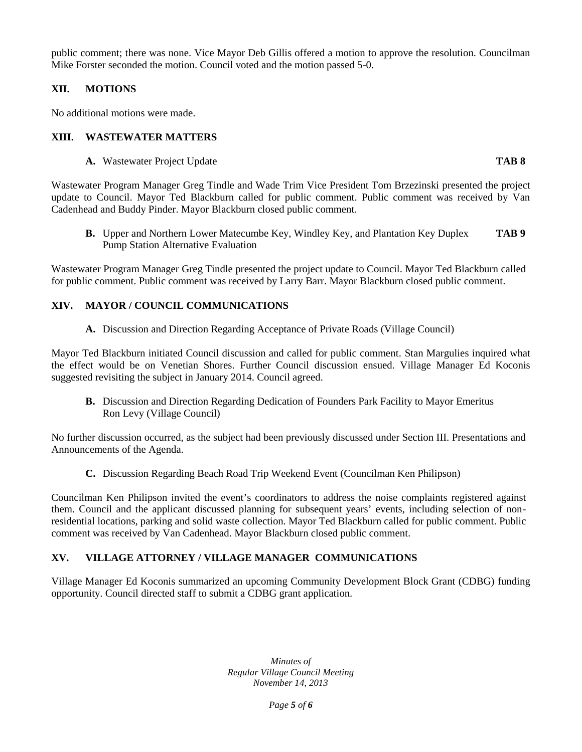public comment; there was none. Vice Mayor Deb Gillis offered a motion to approve the resolution. Councilman Mike Forster seconded the motion. Council voted and the motion passed 5-0.

## XII. MOTIONS

No additional motions were made.

## XIII. WASTEWATER MATTERS

**A.** Wastewater Project Update **TAB 8**

Wastewater Program Manager Greg Tindle and Wade Trim Vice President Tom Brzezinski presented the project update to Council. Mayor Ted Blackburn called for public comment. Public comment was received by Van Cadenhead and Buddy Pinder. Mayor Blackburn closed public comment.

**B.** Upper and Northern Lower Matecumbe Key, Windley Key, and Plantation Key Duplex Pump Station Alternative Evaluation **TAB 9**

Wastewater Program Manager Greg Tindle presented the project update to Council. Mayor Ted Blackburn called for public comment. Public comment was received by Larry Barr. Mayor Blackburn closed public comment.

## XIV. MAYOR / COUNCIL COMMUNICATIONS

**A.** Discussion and Direction Regarding Acceptance of Private Roads (Village Council)

Mayor Ted Blackburn initiated Council discussion and called for public comment. Stan Margulies inquired what the effect would be on Venetian Shores. Further Council discussion ensued. Village Manager Ed Koconis suggested revisiting the subject in January 2014. Council agreed.

**B.** Discussion and Direction Regarding Dedication of Founders Park Facility to Mayor Emeritus Ron Levy (Village Council)

No further discussion occurred, as the subject had been previously discussed under Section III. Presentations and Announcements of the Agenda.

**C.** Discussion Regarding Beach Road Trip Weekend Event (Councilman Ken Philipson)

Councilman Ken Philipson invited the event's coordinators to address the noise complaints registered against them. Council and the applicant discussed planning for subsequent years' events, including selection of non-residential locations, parking and solid waste collection. Mayor Ted Blackburn called for public comment. Public comment was received by Van Cadenhead. Mayor Blackburn closed public comment.

## XV. VILLAGE ATTORNEY / VILLAGE MANAGER COMMUNICATIONS

Village Manager Ed Koconis summarized an upcoming Community Development Block Grant (CDBG) funding opportunity. Council directed staff to submit a CDBG grant application.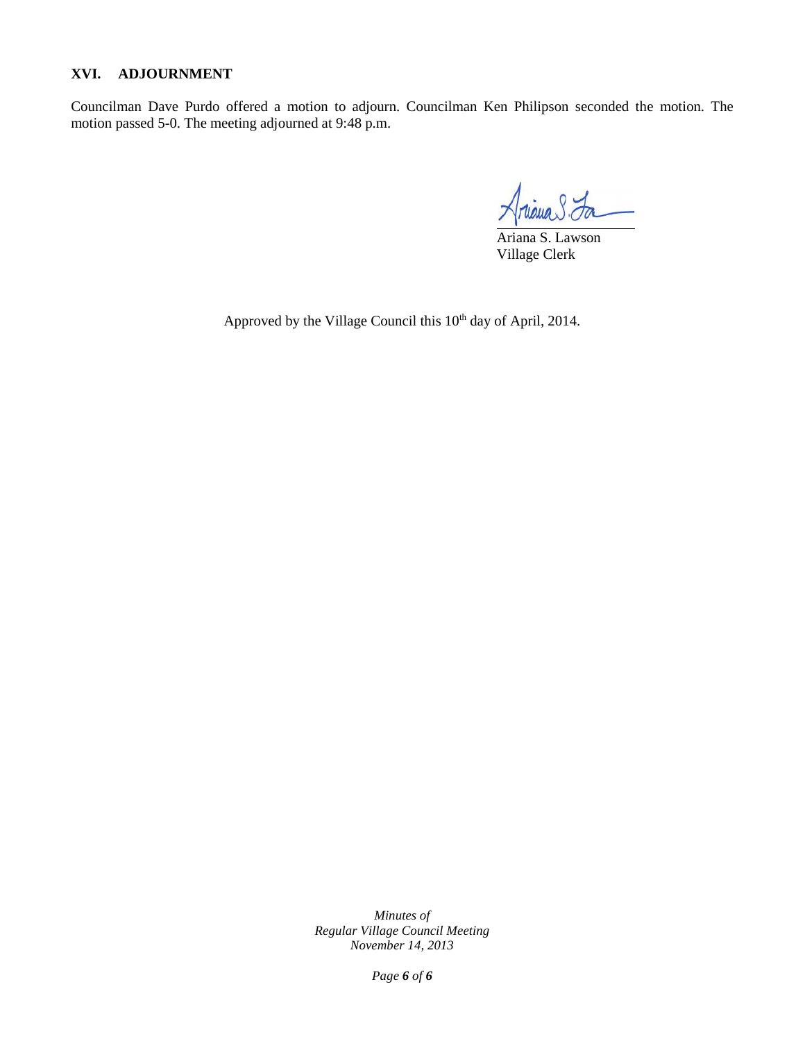## XVI. ADJOURNMENT

Councilman Dave Purdo offered a motion to adjourn. Councilman Ken Philipson seconded the motion. The motion passed 5-0. The meeting adjourned at 9:48 p.m.

Ariana S. Lawson
Village Clerk

Approved by the Village Council this 10th day of April, 2014.